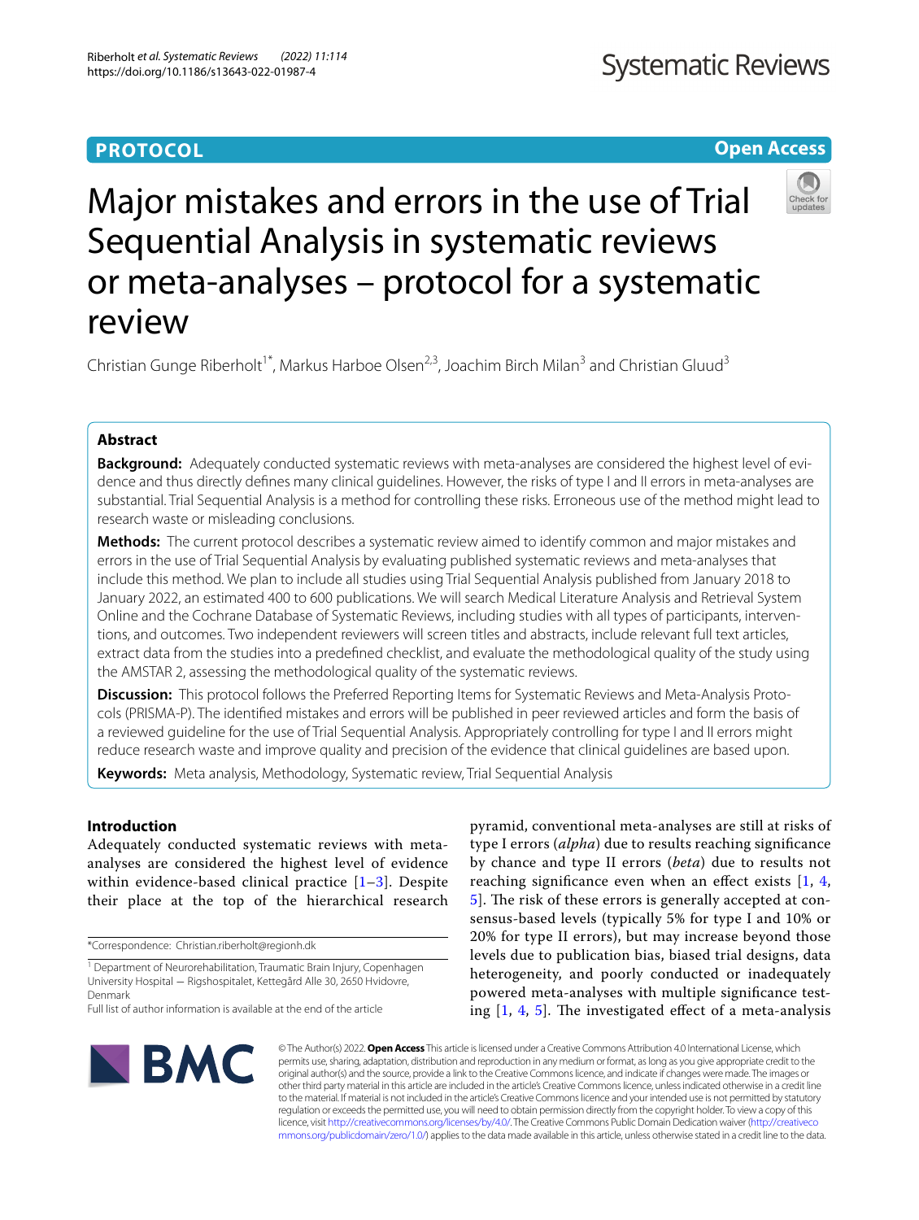PROTOCOL

Open Access

# Major mistakes and errors in the use of Trial Sequential Analysis in systematic reviews or meta-analyses – protocol for a systematic review

Christian Gunge Riberholt[1*], Markus Harboe Olsen[2,3], Joachim Birch Milan[3] and Christian Gluud[3]

## Abstract

**Background:** Adequately conducted systematic reviews with meta-analyses are considered the highest level of evidence and thus directly defines many clinical guidelines. However, the risks of type I and II errors in meta-analyses are substantial. Trial Sequential Analysis is a method for controlling these risks. Erroneous use of the method might lead to research waste or misleading conclusions.

**Methods:** The current protocol describes a systematic review aimed to identify common and major mistakes and errors in the use of Trial Sequential Analysis by evaluating published systematic reviews and meta-analyses that include this method. We plan to include all studies using Trial Sequential Analysis published from January 2018 to January 2022, an estimated 400 to 600 publications. We will search Medical Literature Analysis and Retrieval System Online and the Cochrane Database of Systematic Reviews, including studies with all types of participants, interventions, and outcomes. Two independent reviewers will screen titles and abstracts, include relevant full text articles, extract data from the studies into a predefined checklist, and evaluate the methodological quality of the study using the AMSTAR 2, assessing the methodological quality of the systematic reviews.

**Discussion:** This protocol follows the Preferred Reporting Items for Systematic Reviews and Meta-Analysis Protocols (PRISMA-P). The identified mistakes and errors will be published in peer reviewed articles and form the basis of a reviewed guideline for the use of Trial Sequential Analysis. Appropriately controlling for type I and II errors might reduce research waste and improve quality and precision of the evidence that clinical guidelines are based upon.

**Keywords:** Meta analysis, Methodology, Systematic review, Trial Sequential Analysis

## Introduction

Adequately conducted systematic reviews with meta-analyses are considered the highest level of evidence within evidence-based clinical practice [1–3]. Despite their place at the top of the hierarchical research pyramid, conventional meta-analyses are still at risks of type I errors (*alpha*) due to results reaching significance by chance and type II errors (*beta*) due to results not reaching significance even when an effect exists [1, 4, 5]. The risk of these errors is generally accepted at consensus-based levels (typically 5% for type I and 10% or 20% for type II errors), but may increase beyond those levels due to publication bias, biased trial designs, data heterogeneity, and poorly conducted or inadequately powered meta-analyses with multiple significance testing [1, 4, 5]. The investigated effect of a meta-analysis

*Correspondence: Christian.riberholt@regionh.dk

[1] Department of Neurorehabilitation, Traumatic Brain Injury, Copenhagen University Hospital — Rigshospitalet, Kettegård Alle 30, 2650 Hvidovre, Denmark

Full list of author information is available at the end of the article

© The Author(s) 2022. **Open Access** This article is licensed under a Creative Commons Attribution 4.0 International License, which permits use, sharing, adaptation, distribution and reproduction in any medium or format, as long as you give appropriate credit to the original author(s) and the source, provide a link to the Creative Commons licence, and indicate if changes were made. The images or other third party material in this article are included in the article's Creative Commons licence, unless indicated otherwise in a credit line to the material. If material is not included in the article's Creative Commons licence and your intended use is not permitted by statutory regulation or exceeds the permitted use, you will need to obtain permission directly from the copyright holder. To view a copy of this licence, visit http://creativecommons.org/licenses/by/4.0/. The Creative Commons Public Domain Dedication waiver (http://creativecommons.org/publicdomain/zero/1.0/) applies to the data made available in this article, unless otherwise stated in a credit line to the data.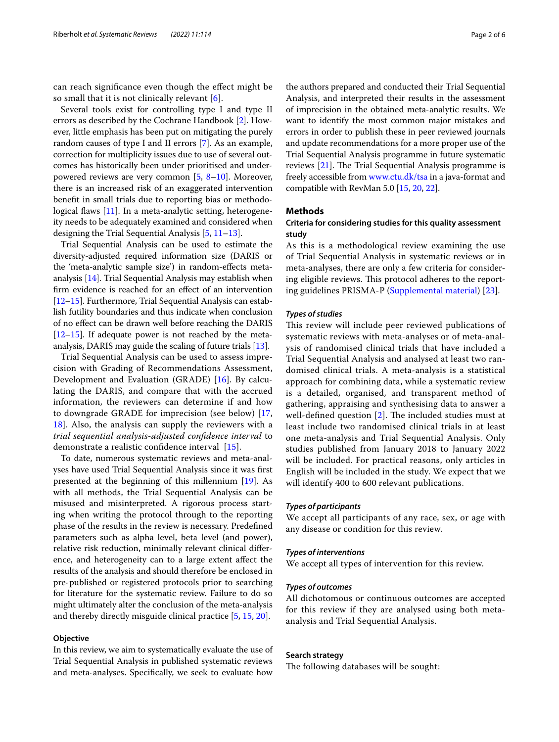can reach significance even though the effect might be so small that it is not clinically relevant [6].

Several tools exist for controlling type I and type II errors as described by the Cochrane Handbook [2]. However, little emphasis has been put on mitigating the purely random causes of type I and II errors [7]. As an example, correction for multiplicity issues due to use of several outcomes has historically been under prioritised and underpowered reviews are very common [5, 8–10]. Moreover, there is an increased risk of an exaggerated intervention benefit in small trials due to reporting bias or methodological flaws [11]. In a meta-analytic setting, heterogeneity needs to be adequately examined and considered when designing the Trial Sequential Analysis [5, 11–13].

Trial Sequential Analysis can be used to estimate the diversity-adjusted required information size (DARIS or the 'meta-analytic sample size') in random-effects meta-analysis [14]. Trial Sequential Analysis may establish when firm evidence is reached for an effect of an intervention [12–15]. Furthermore, Trial Sequential Analysis can establish futility boundaries and thus indicate when conclusion of no effect can be drawn well before reaching the DARIS [12–15]. If adequate power is not reached by the meta-analysis, DARIS may guide the scaling of future trials [13].

Trial Sequential Analysis can be used to assess imprecision with Grading of Recommendations Assessment, Development and Evaluation (GRADE) [16]. By calculating the DARIS, and compare that with the accrued information, the reviewers can determine if and how to downgrade GRADE for imprecision (see below) [17, 18]. Also, the analysis can supply the reviewers with a *trial sequential analysis-adjusted confidence interval* to demonstrate a realistic confidence interval [15].

To date, numerous systematic reviews and meta-analyses have used Trial Sequential Analysis since it was first presented at the beginning of this millennium [19]. As with all methods, the Trial Sequential Analysis can be misused and misinterpreted. A rigorous process starting when writing the protocol through to the reporting phase of the results in the review is necessary. Predefined parameters such as alpha level, beta level (and power), relative risk reduction, minimally relevant clinical difference, and heterogeneity can to a large extent affect the results of the analysis and should therefore be enclosed in pre-published or registered protocols prior to searching for literature for the systematic review. Failure to do so might ultimately alter the conclusion of the meta-analysis and thereby directly misguide clinical practice [5, 15, 20].

### Objective

In this review, we aim to systematically evaluate the use of Trial Sequential Analysis in published systematic reviews and meta-analyses. Specifically, we seek to evaluate how the authors prepared and conducted their Trial Sequential Analysis, and interpreted their results in the assessment of imprecision in the obtained meta-analytic results. We want to identify the most common major mistakes and errors in order to publish these in peer reviewed journals and update recommendations for a more proper use of the Trial Sequential Analysis programme in future systematic reviews [21]. The Trial Sequential Analysis programme is freely accessible from www.ctu.dk/tsa in a java-format and compatible with RevMan 5.0 [15, 20, 22].

## Methods

### Criteria for considering studies for this quality assessment study

As this is a methodological review examining the use of Trial Sequential Analysis in systematic reviews or in meta-analyses, there are only a few criteria for considering eligible reviews. This protocol adheres to the reporting guidelines PRISMA-P (Supplemental material) [23].

#### *Types of studies*

This review will include peer reviewed publications of systematic reviews with meta-analyses or of meta-analysis of randomised clinical trials that have included a Trial Sequential Analysis and analysed at least two randomised clinical trials. A meta-analysis is a statistical approach for combining data, while a systematic review is a detailed, organised, and transparent method of gathering, appraising and synthesising data to answer a well-defined question [2]. The included studies must at least include two randomised clinical trials in at least one meta-analysis and Trial Sequential Analysis. Only studies published from January 2018 to January 2022 will be included. For practical reasons, only articles in English will be included in the study. We expect that we will identify 400 to 600 relevant publications.

#### *Types of participants*

We accept all participants of any race, sex, or age with any disease or condition for this review.

#### *Types of interventions*

We accept all types of intervention for this review.

#### *Types of outcomes*

All dichotomous or continuous outcomes are accepted for this review if they are analysed using both meta-analysis and Trial Sequential Analysis.

### Search strategy

The following databases will be sought: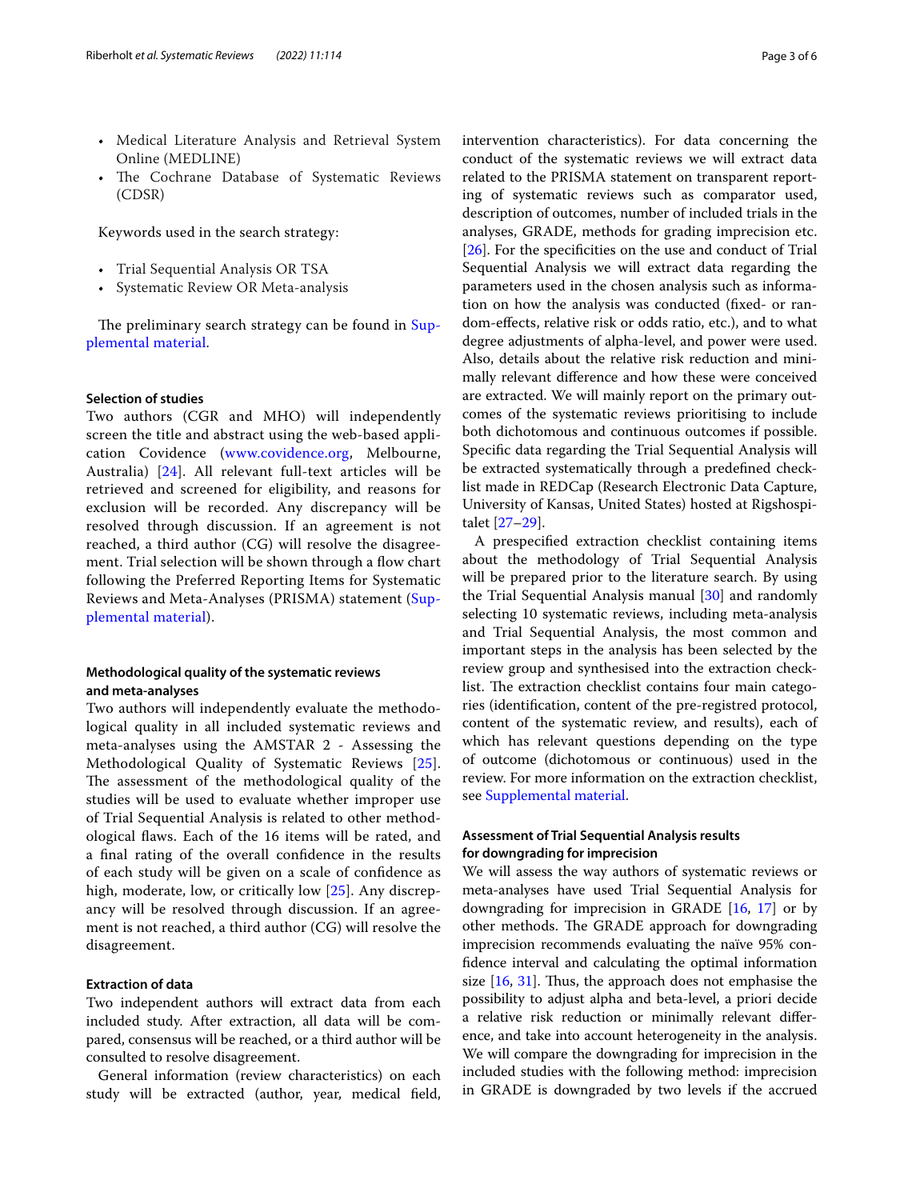- Medical Literature Analysis and Retrieval System Online (MEDLINE)
- The Cochrane Database of Systematic Reviews (CDSR)

Keywords used in the search strategy:

- Trial Sequential Analysis OR TSA
- Systematic Review OR Meta-analysis

The preliminary search strategy can be found in Supplemental material.

### Selection of studies

Two authors (CGR and MHO) will independently screen the title and abstract using the web-based application Covidence (www.covidence.org, Melbourne, Australia) [24]. All relevant full-text articles will be retrieved and screened for eligibility, and reasons for exclusion will be recorded. Any discrepancy will be resolved through discussion. If an agreement is not reached, a third author (CG) will resolve the disagreement. Trial selection will be shown through a flow chart following the Preferred Reporting Items for Systematic Reviews and Meta-Analyses (PRISMA) statement (Supplemental material).

### Methodological quality of the systematic reviews and meta-analyses

Two authors will independently evaluate the methodological quality in all included systematic reviews and meta-analyses using the AMSTAR 2 - Assessing the Methodological Quality of Systematic Reviews [25]. The assessment of the methodological quality of the studies will be used to evaluate whether improper use of Trial Sequential Analysis is related to other methodological flaws. Each of the 16 items will be rated, and a final rating of the overall confidence in the results of each study will be given on a scale of confidence as high, moderate, low, or critically low [25]. Any discrepancy will be resolved through discussion. If an agreement is not reached, a third author (CG) will resolve the disagreement.

### Extraction of data

Two independent authors will extract data from each included study. After extraction, all data will be compared, consensus will be reached, or a third author will be consulted to resolve disagreement.

General information (review characteristics) on each study will be extracted (author, year, medical field, intervention characteristics). For data concerning the conduct of the systematic reviews we will extract data related to the PRISMA statement on transparent reporting of systematic reviews such as comparator used, description of outcomes, number of included trials in the analyses, GRADE, methods for grading imprecision etc. [26]. For the specificities on the use and conduct of Trial Sequential Analysis we will extract data regarding the parameters used in the chosen analysis such as information on how the analysis was conducted (fixed- or random-effects, relative risk or odds ratio, etc.), and to what degree adjustments of alpha-level, and power were used. Also, details about the relative risk reduction and minimally relevant difference and how these were conceived are extracted. We will mainly report on the primary outcomes of the systematic reviews prioritising to include both dichotomous and continuous outcomes if possible. Specific data regarding the Trial Sequential Analysis will be extracted systematically through a predefined checklist made in REDCap (Research Electronic Data Capture, University of Kansas, United States) hosted at Rigshospitalet [27–29].

A prespecified extraction checklist containing items about the methodology of Trial Sequential Analysis will be prepared prior to the literature search. By using the Trial Sequential Analysis manual [30] and randomly selecting 10 systematic reviews, including meta-analysis and Trial Sequential Analysis, the most common and important steps in the analysis has been selected by the review group and synthesised into the extraction checklist. The extraction checklist contains four main categories (identification, content of the pre-registred protocol, content of the systematic review, and results), each of which has relevant questions depending on the type of outcome (dichotomous or continuous) used in the review. For more information on the extraction checklist, see Supplemental material.

### Assessment of Trial Sequential Analysis results for downgrading for imprecision

We will assess the way authors of systematic reviews or meta-analyses have used Trial Sequential Analysis for downgrading for imprecision in GRADE [16, 17] or by other methods. The GRADE approach for downgrading imprecision recommends evaluating the naïve 95% confidence interval and calculating the optimal information size [16, 31]. Thus, the approach does not emphasise the possibility to adjust alpha and beta-level, a priori decide a relative risk reduction or minimally relevant difference, and take into account heterogeneity in the analysis. We will compare the downgrading for imprecision in the included studies with the following method: imprecision in GRADE is downgraded by two levels if the accrued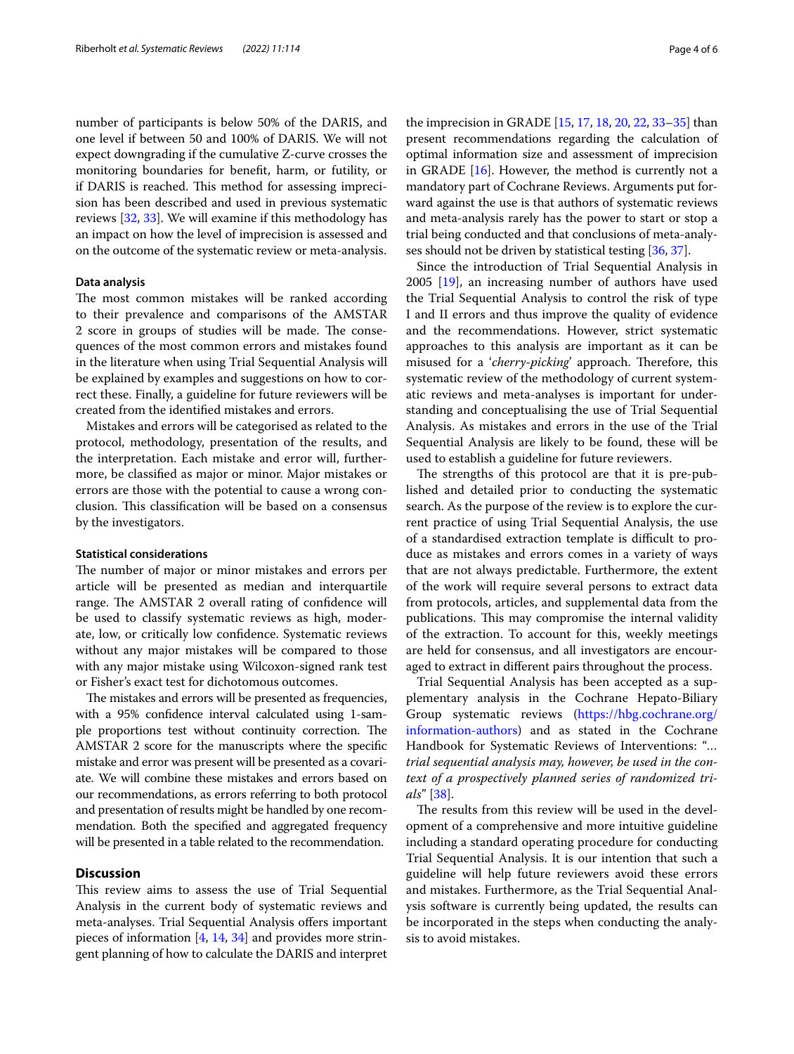number of participants is below 50% of the DARIS, and one level if between 50 and 100% of DARIS. We will not expect downgrading if the cumulative Z-curve crosses the monitoring boundaries for benefit, harm, or futility, or if DARIS is reached. This method for assessing imprecision has been described and used in previous systematic reviews [32, 33]. We will examine if this methodology has an impact on how the level of imprecision is assessed and on the outcome of the systematic review or meta-analysis.

### Data analysis

The most common mistakes will be ranked according to their prevalence and comparisons of the AMSTAR 2 score in groups of studies will be made. The consequences of the most common errors and mistakes found in the literature when using Trial Sequential Analysis will be explained by examples and suggestions on how to correct these. Finally, a guideline for future reviewers will be created from the identified mistakes and errors.

Mistakes and errors will be categorised as related to the protocol, methodology, presentation of the results, and the interpretation. Each mistake and error will, furthermore, be classified as major or minor. Major mistakes or errors are those with the potential to cause a wrong conclusion. This classification will be based on a consensus by the investigators.

### Statistical considerations

The number of major or minor mistakes and errors per article will be presented as median and interquartile range. The AMSTAR 2 overall rating of confidence will be used to classify systematic reviews as high, moderate, low, or critically low confidence. Systematic reviews without any major mistakes will be compared to those with any major mistake using Wilcoxon-signed rank test or Fisher's exact test for dichotomous outcomes.

The mistakes and errors will be presented as frequencies, with a 95% confidence interval calculated using 1-sample proportions test without continuity correction. The AMSTAR 2 score for the manuscripts where the specific mistake and error was present will be presented as a covariate. We will combine these mistakes and errors based on our recommendations, as errors referring to both protocol and presentation of results might be handled by one recommendation. Both the specified and aggregated frequency will be presented in a table related to the recommendation.

## Discussion

This review aims to assess the use of Trial Sequential Analysis in the current body of systematic reviews and meta-analyses. Trial Sequential Analysis offers important pieces of information [4, 14, 34] and provides more stringent planning of how to calculate the DARIS and interpret the imprecision in GRADE [15, 17, 18, 20, 22, 33–35] than present recommendations regarding the calculation of optimal information size and assessment of imprecision in GRADE [16]. However, the method is currently not a mandatory part of Cochrane Reviews. Arguments put forward against the use is that authors of systematic reviews and meta-analysis rarely has the power to start or stop a trial being conducted and that conclusions of meta-analyses should not be driven by statistical testing [36, 37].

Since the introduction of Trial Sequential Analysis in 2005 [19], an increasing number of authors have used the Trial Sequential Analysis to control the risk of type I and II errors and thus improve the quality of evidence and the recommendations. However, strict systematic approaches to this analysis are important as it can be misused for a '*cherry-picking*' approach. Therefore, this systematic review of the methodology of current systematic reviews and meta-analyses is important for understanding and conceptualising the use of Trial Sequential Analysis. As mistakes and errors in the use of the Trial Sequential Analysis are likely to be found, these will be used to establish a guideline for future reviewers.

The strengths of this protocol are that it is pre-published and detailed prior to conducting the systematic search. As the purpose of the review is to explore the current practice of using Trial Sequential Analysis, the use of a standardised extraction template is difficult to produce as mistakes and errors comes in a variety of ways that are not always predictable. Furthermore, the extent of the work will require several persons to extract data from protocols, articles, and supplemental data from the publications. This may compromise the internal validity of the extraction. To account for this, weekly meetings are held for consensus, and all investigators are encouraged to extract in different pairs throughout the process.

Trial Sequential Analysis has been accepted as a supplementary analysis in the Cochrane Hepato-Biliary Group systematic reviews (https://hbg.cochrane.org/information-authors) and as stated in the Cochrane Handbook for Systematic Reviews of Interventions: "*… trial sequential analysis may, however, be used in the context of a prospectively planned series of randomized trials*" [38].

The results from this review will be used in the development of a comprehensive and more intuitive guideline including a standard operating procedure for conducting Trial Sequential Analysis. It is our intention that such a guideline will help future reviewers avoid these errors and mistakes. Furthermore, as the Trial Sequential Analysis software is currently being updated, the results can be incorporated in the steps when conducting the analysis to avoid mistakes.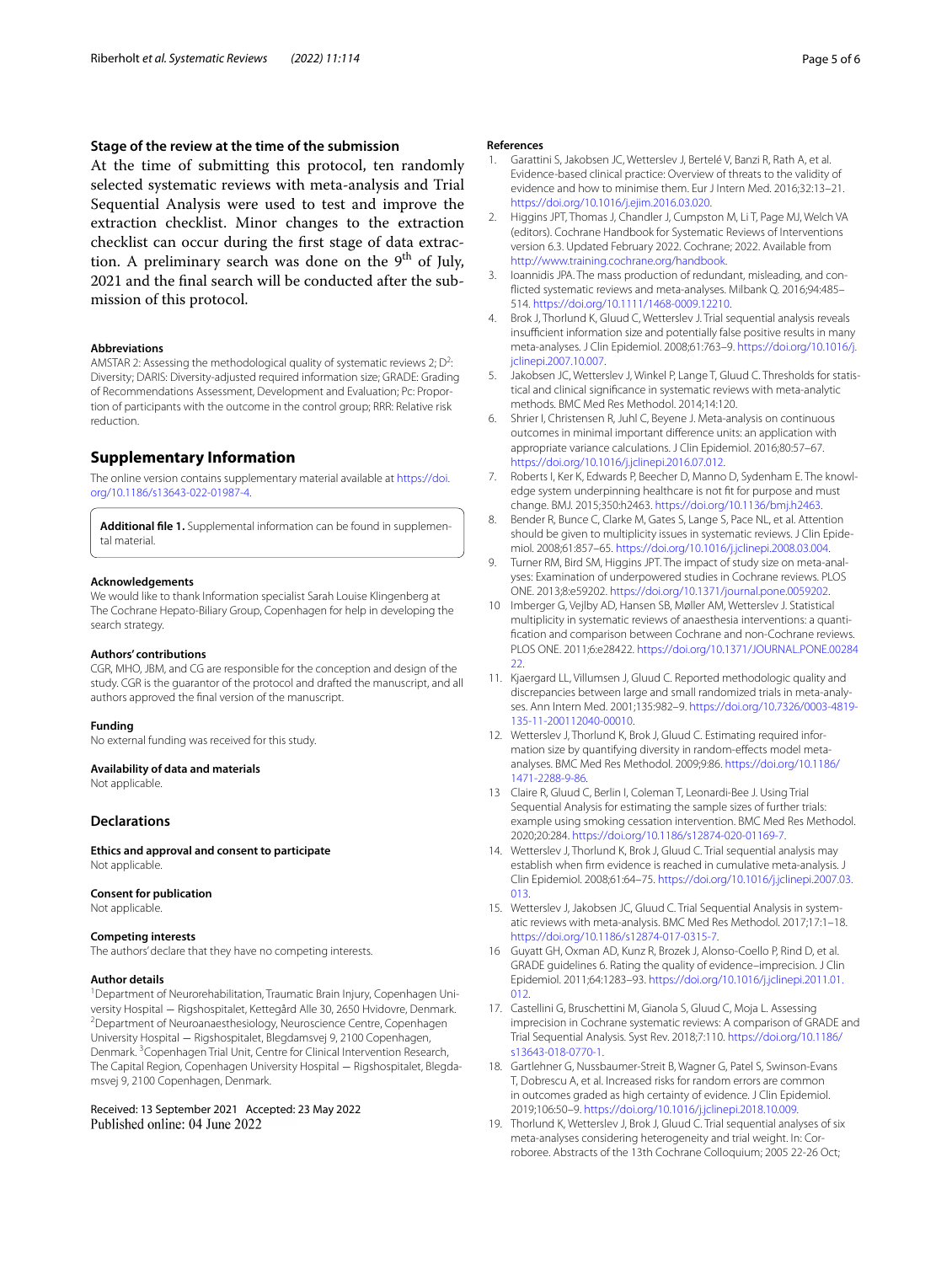### Stage of the review at the time of the submission

At the time of submitting this protocol, ten randomly selected systematic reviews with meta-analysis and Trial Sequential Analysis were used to test and improve the extraction checklist. Minor changes to the extraction checklist can occur during the first stage of data extraction. A preliminary search was done on the 9th of July, 2021 and the final search will be conducted after the submission of this protocol.

#### Abbreviations

AMSTAR 2: Assessing the methodological quality of systematic reviews 2; $D^2$: Diversity; DARIS: Diversity-adjusted required information size; GRADE: Grading of Recommendations Assessment, Development and Evaluation; Pc: Proportion of participants with the outcome in the control group; RRR: Relative risk reduction.

## Supplementary Information

The online version contains supplementary material available at https://doi.org/10.1186/s13643-022-01987-4.

**Additional file 1.** Supplemental information can be found in supplemental material.

#### Acknowledgements

We would like to thank Information specialist Sarah Louise Klingenberg at The Cochrane Hepato-Biliary Group, Copenhagen for help in developing the search strategy.

#### Authors' contributions

CGR, MHO, JBM, and CG are responsible for the conception and design of the study. CGR is the guarantor of the protocol and drafted the manuscript, and all authors approved the final version of the manuscript.

#### Funding

No external funding was received for this study.

#### Availability of data and materials

Not applicable.

### Declarations

#### Ethics and approval and consent to participate

Not applicable.

#### Consent for publication

Not applicable.

#### Competing interests

The authors' declare that they have no competing interests.

#### Author details

[1]Department of Neurorehabilitation, Traumatic Brain Injury, Copenhagen University Hospital — Rigshospitalet, Kettegård Alle 30, 2650 Hvidovre, Denmark. [2]Department of Neuroanaesthesiology, Neuroscience Centre, Copenhagen University Hospital — Rigshospitalet, Blegdamsvej 9, 2100 Copenhagen, Denmark. [3]Copenhagen Trial Unit, Centre for Clinical Intervention Research, The Capital Region, Copenhagen University Hospital — Rigshospitalet, Blegdamsvej 9, 2100 Copenhagen, Denmark.

Received: 13 September 2021 Accepted: 23 May 2022
Published online: 04 June 2022

#### References

1. Garattini S, Jakobsen JC, Wetterslev J, Bertelé V, Banzi R, Rath A, et al. Evidence-based clinical practice: Overview of threats to the validity of evidence and how to minimise them. Eur J Intern Med. 2016;32:13–21. https://doi.org/10.1016/j.ejim.2016.03.020.
2. Higgins JPT, Thomas J, Chandler J, Cumpston M, Li T, Page MJ, Welch VA (editors). Cochrane Handbook for Systematic Reviews of Interventions version 6.3. Updated February 2022. Cochrane; 2022. Available from http://www.training.cochrane.org/handbook.
3. Ioannidis JPA. The mass production of redundant, misleading, and conflicted systematic reviews and meta-analyses. Milbank Q. 2016;94:485–514. https://doi.org/10.1111/1468-0009.12210.
4. Brok J, Thorlund K, Gluud C, Wetterslev J. Trial sequential analysis reveals insufficient information size and potentially false positive results in many meta-analyses. J Clin Epidemiol. 2008;61:763–9. https://doi.org/10.1016/j.jclinepi.2007.10.007.
5. Jakobsen JC, Wetterslev J, Winkel P, Lange T, Gluud C. Thresholds for statistical and clinical significance in systematic reviews with meta-analytic methods. BMC Med Res Methodol. 2014;14:120.
6. Shrier I, Christensen R, Juhl C, Beyene J. Meta-analysis on continuous outcomes in minimal important difference units: an application with appropriate variance calculations. J Clin Epidemiol. 2016;80:57–67. https://doi.org/10.1016/j.jclinepi.2016.07.012.
7. Roberts I, Ker K, Edwards P, Beecher D, Manno D, Sydenham E. The knowledge system underpinning healthcare is not fit for purpose and must change. BMJ. 2015;350:h2463. https://doi.org/10.1136/bmj.h2463.
8. Bender R, Bunce C, Clarke M, Gates S, Lange S, Pace NL, et al. Attention should be given to multiplicity issues in systematic reviews. J Clin Epidemiol. 2008;61:857–65. https://doi.org/10.1016/j.jclinepi.2008.03.004.
9. Turner RM, Bird SM, Higgins JPT. The impact of study size on meta-analyses: Examination of underpowered studies in Cochrane reviews. PLOS ONE. 2013;8:e59202. https://doi.org/10.1371/journal.pone.0059202.
10. Imberger G, Vejlby AD, Hansen SB, Møller AM, Wetterslev J. Statistical multiplicity in systematic reviews of anaesthesia interventions: a quantification and comparison between Cochrane and non-Cochrane reviews. PLOS ONE. 2011;6:e28422. https://doi.org/10.1371/JOURNAL.PONE.0028422.
11. Kjaergard LL, Villumsen J, Gluud C. Reported methodologic quality and discrepancies between large and small randomized trials in meta-analyses. Ann Intern Med. 2001;135:982–9. https://doi.org/10.7326/0003-4819-135-11-200112040-00010.
12. Wetterslev J, Thorlund K, Brok J, Gluud C. Estimating required information size by quantifying diversity in random-effects model meta-analyses. BMC Med Res Methodol. 2009;9:86. https://doi.org/10.1186/1471-2288-9-86.
13. Claire R, Gluud C, Berlin I, Coleman T, Leonardi-Bee J. Using Trial Sequential Analysis for estimating the sample sizes of further trials: example using smoking cessation intervention. BMC Med Res Methodol. 2020;20:284. https://doi.org/10.1186/s12874-020-01169-7.
14. Wetterslev J, Thorlund K, Brok J, Gluud C. Trial sequential analysis may establish when firm evidence is reached in cumulative meta-analysis. J Clin Epidemiol. 2008;61:64–75. https://doi.org/10.1016/j.jclinepi.2007.03.013.
15. Wetterslev J, Jakobsen JC, Gluud C. Trial Sequential Analysis in systematic reviews with meta-analysis. BMC Med Res Methodol. 2017;17:1–18. https://doi.org/10.1186/s12874-017-0315-7.
16. Guyatt GH, Oxman AD, Kunz R, Brozek J, Alonso-Coello P, Rind D, et al. GRADE guidelines 6. Rating the quality of evidence–imprecision. J Clin Epidemiol. 2011;64:1283–93. https://doi.org/10.1016/j.jclinepi.2011.01.012.
17. Castellini G, Bruschettini M, Gianola S, Gluud C, Moja L. Assessing imprecision in Cochrane systematic reviews: A comparison of GRADE and Trial Sequential Analysis. Syst Rev. 2018;7:110. https://doi.org/10.1186/s13643-018-0770-1.
18. Gartlehner G, Nussbaumer-Streit B, Wagner G, Patel S, Swinson-Evans T, Dobrescu A, et al. Increased risks for random errors are common in outcomes graded as high certainty of evidence. J Clin Epidemiol. 2019;106:50–9. https://doi.org/10.1016/j.jclinepi.2018.10.009.
19. Thorlund K, Wetterslev J, Brok J, Gluud C. Trial sequential analyses of six meta-analyses considering heterogeneity and trial weight. In: Corroboree. Abstracts of the 13th Cochrane Colloquium; 2005 22-26 Oct;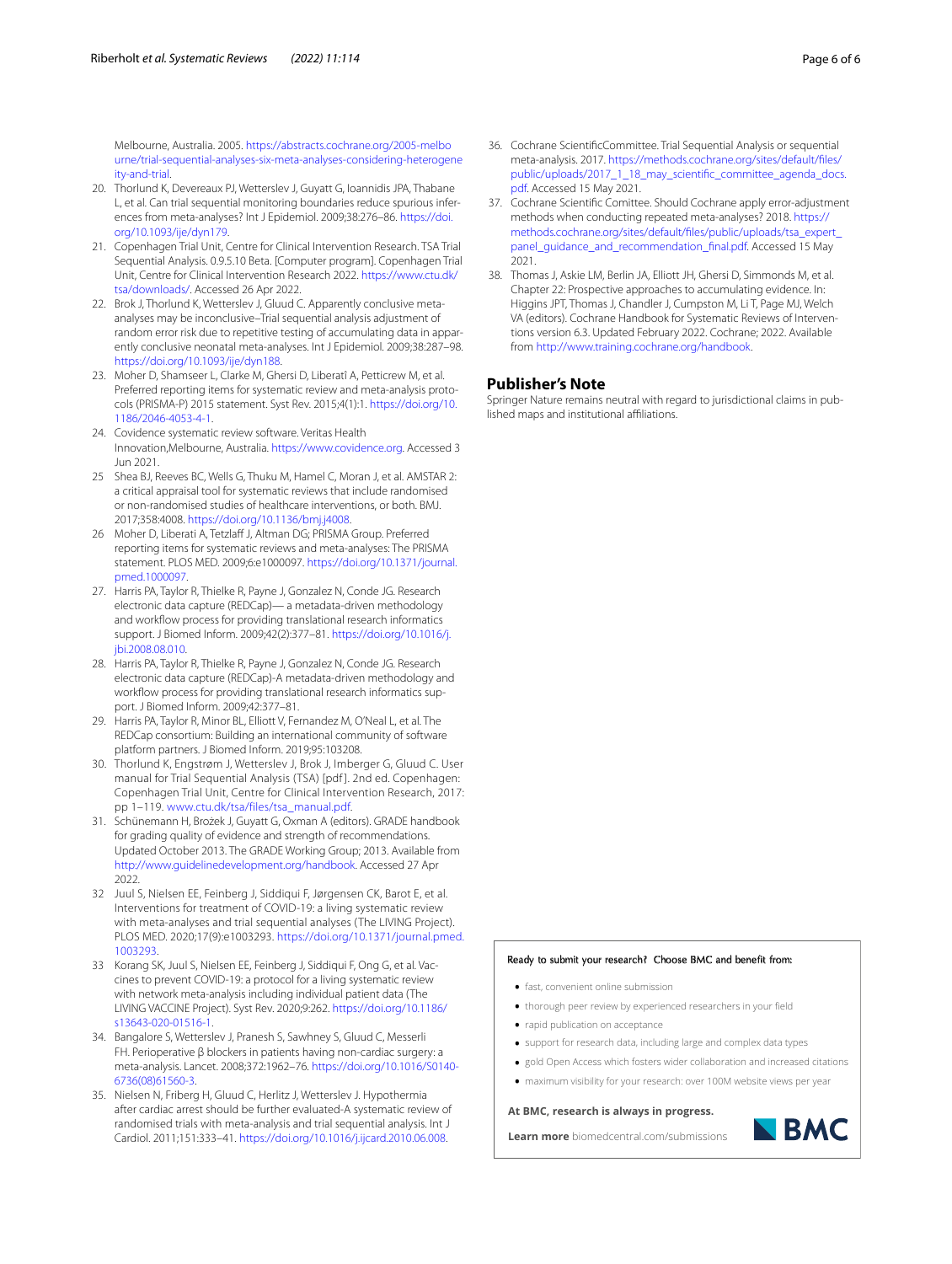Melbourne, Australia. 2005. https://abstracts.cochrane.org/2005-melbourne/trial-sequential-analyses-six-meta-analyses-considering-heterogeneity-and-trial.

20. Thorlund K, Devereaux PJ, Wetterslev J, Guyatt G, Ioannidis JPA, Thabane L, et al. Can trial sequential monitoring boundaries reduce spurious inferences from meta-analyses? Int J Epidemiol. 2009;38:276–86. https://doi.org/10.1093/ije/dyn179.
21. Copenhagen Trial Unit, Centre for Clinical Intervention Research. TSA Trial Sequential Analysis. 0.9.5.10 Beta. [Computer program]. Copenhagen Trial Unit, Centre for Clinical Intervention Research 2022. https://www.ctu.dk/tsa/downloads/. Accessed 26 Apr 2022.
22. Brok J, Thorlund K, Wetterslev J, Gluud C. Apparently conclusive meta-analyses may be inconclusive–Trial sequential analysis adjustment of random error risk due to repetitive testing of accumulating data in apparently conclusive neonatal meta-analyses. Int J Epidemiol. 2009;38:287–98. https://doi.org/10.1093/ije/dyn188.
23. Moher D, Shamseer L, Clarke M, Ghersi D, Liberati A, Petticrew M, et al. Preferred reporting items for systematic review and meta-analysis protocols (PRISMA-P) 2015 statement. Syst Rev. 2015;4(1):1. https://doi.org/10.1186/2046-4053-4-1.
24. Covidence systematic review software. Veritas Health Innovation,Melbourne, Australia. https://www.covidence.org. Accessed 3 Jun 2021.
25. Shea BJ, Reeves BC, Wells G, Thuku M, Hamel C, Moran J, et al. AMSTAR 2: a critical appraisal tool for systematic reviews that include randomised or non-randomised studies of healthcare interventions, or both. BMJ. 2017;358:4008. https://doi.org/10.1136/bmj.j4008.
26. Moher D, Liberati A, Tetzlaff J, Altman DG; PRISMA Group. Preferred reporting items for systematic reviews and meta-analyses: The PRISMA statement. PLOS MED. 2009;6:e1000097. https://doi.org/10.1371/journal.pmed.1000097.
27. Harris PA, Taylor R, Thielke R, Payne J, Gonzalez N, Conde JG. Research electronic data capture (REDCap)— a metadata-driven methodology and workflow process for providing translational research informatics support. J Biomed Inform. 2009;42(2):377–81. https://doi.org/10.1016/j.jbi.2008.08.010.
28. Harris PA, Taylor R, Thielke R, Payne J, Gonzalez N, Conde JG. Research electronic data capture (REDCap)-A metadata-driven methodology and workflow process for providing translational research informatics support. J Biomed Inform. 2009;42:377–81.
29. Harris PA, Taylor R, Minor BL, Elliott V, Fernandez M, O'Neal L, et al. The REDCap consortium: Building an international community of software platform partners. J Biomed Inform. 2019;95:103208.
30. Thorlund K, Engstrøm J, Wetterslev J, Brok J, Imberger G, Gluud C. User manual for Trial Sequential Analysis (TSA) [pdf]. 2nd ed. Copenhagen: Copenhagen Trial Unit, Centre for Clinical Intervention Research, 2017: pp 1–119. www.ctu.dk/tsa/files/tsa_manual.pdf.
31. Schünemann H, Brożek J, Guyatt G, Oxman A (editors). GRADE handbook for grading quality of evidence and strength of recommendations. Updated October 2013. The GRADE Working Group; 2013. Available from http://www.guidelinedevelopment.org/handbook. Accessed 27 Apr 2022.
32. Juul S, Nielsen EE, Feinberg J, Siddiqui F, Jørgensen CK, Barot E, et al. Interventions for treatment of COVID-19: a living systematic review with meta-analyses and trial sequential analyses (The LIVING Project). PLOS MED. 2020;17(9):e1003293. https://doi.org/10.1371/journal.pmed.1003293.
33. Korang SK, Juul S, Nielsen EE, Feinberg J, Siddiqui F, Ong G, et al. Vaccines to prevent COVID-19: a protocol for a living systematic review with network meta-analysis including individual patient data (The LIVING VACCINE Project). Syst Rev. 2020;9:262. https://doi.org/10.1186/s13643-020-01516-1.
34. Bangalore S, Wetterslev J, Pranesh S, Sawhney S, Gluud C, Messerli FH. Perioperative β blockers in patients having non-cardiac surgery: a meta-analysis. Lancet. 2008;372:1962–76. https://doi.org/10.1016/S0140-6736(08)61560-3.
35. Nielsen N, Friberg H, Gluud C, Herlitz J, Wetterslev J. Hypothermia after cardiac arrest should be further evaluated-A systematic review of randomised trials with meta-analysis and trial sequential analysis. Int J Cardiol. 2011;151:333–41. https://doi.org/10.1016/j.ijcard.2010.06.008.
36. Cochrane ScientificCommittee. Trial Sequential Analysis or sequential meta-analysis. 2017. https://methods.cochrane.org/sites/default/files/public/uploads/2017_1_18_may_scientific_committee_agenda_docs.pdf. Accessed 15 May 2021.
37. Cochrane Scientific Comittee. Should Cochrane apply error-adjustment methods when conducting repeated meta-analyses? 2018. https://methods.cochrane.org/sites/default/files/public/uploads/tsa_expert_panel_guidance_and_recommendation_final.pdf. Accessed 15 May 2021.
38. Thomas J, Askie LM, Berlin JA, Elliott JH, Ghersi D, Simmonds M, et al. Chapter 22: Prospective approaches to accumulating evidence. In: Higgins JPT, Thomas J, Chandler J, Cumpston M, Li T, Page MJ, Welch VA (editors). Cochrane Handbook for Systematic Reviews of Interventions version 6.3. Updated February 2022. Cochrane; 2022. Available from http://www.training.cochrane.org/handbook.

## Publisher's Note

Springer Nature remains neutral with regard to jurisdictional claims in published maps and institutional affiliations.

Ready to submit your research? Choose BMC and benefit from:

- fast, convenient online submission
- thorough peer review by experienced researchers in your field
- rapid publication on acceptance
- support for research data, including large and complex data types
- gold Open Access which fosters wider collaboration and increased citations
- maximum visibility for your research: over 100M website views per year

**At BMC, research is always in progress.**

**Learn more** biomedcentral.com/submissions

BMC